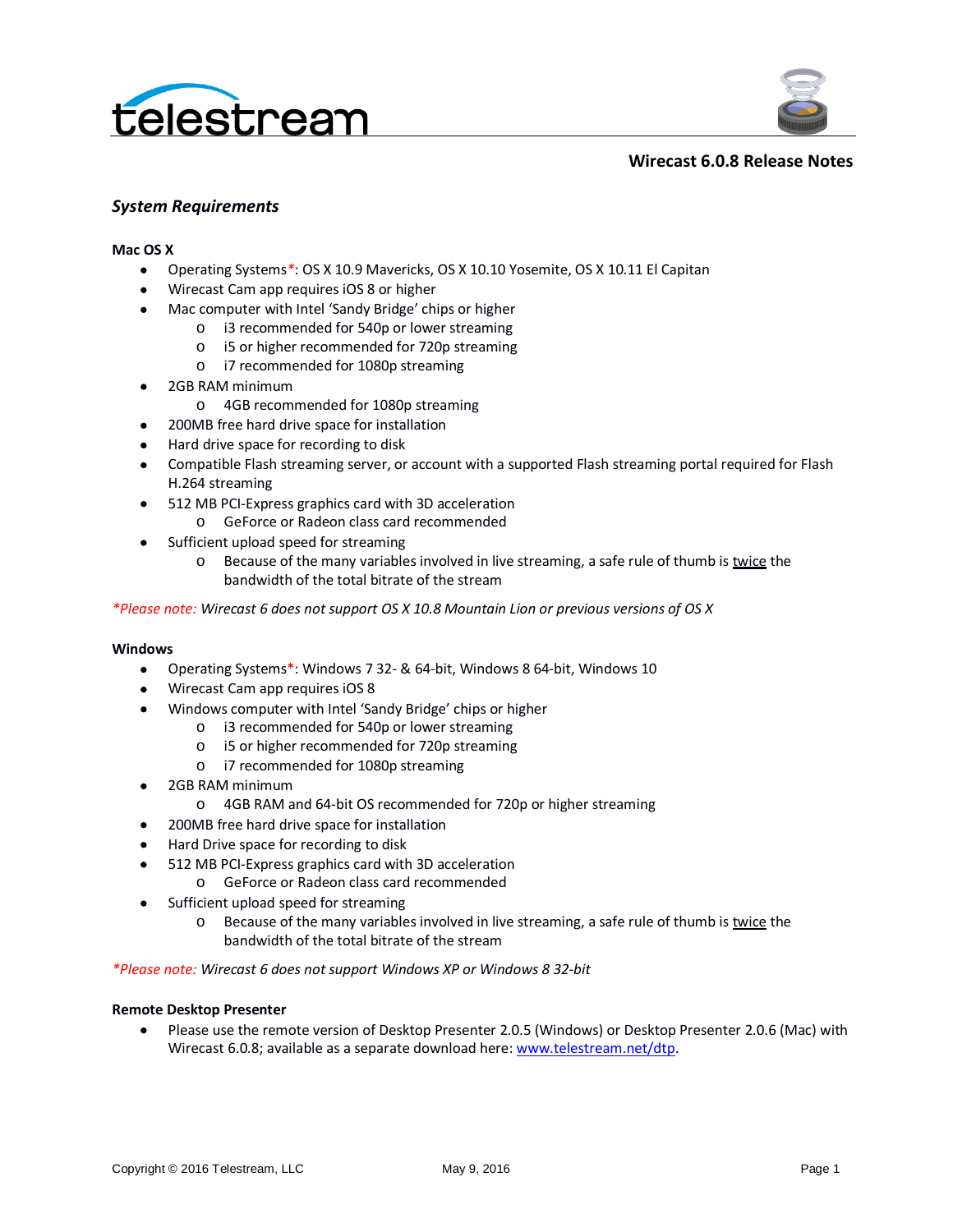# Wirecast 6.0.8 Release Notes

## *System Requirements*

### Mac OS X

- Operating Systems*: OS X 10.9 Mavericks, OS X 10.10 Yosemite, OS X 10.11 El Capitan
- Wirecast Cam app requires iOS 8 or higher
- Mac computer with Intel 'Sandy Bridge' chips or higher
  - i3 recommended for 540p or lower streaming
  - i5 or higher recommended for 720p streaming
  - i7 recommended for 1080p streaming
- 2GB RAM minimum
  - 4GB recommended for 1080p streaming
- 200MB free hard drive space for installation
- Hard drive space for recording to disk
- Compatible Flash streaming server, or account with a supported Flash streaming portal required for Flash H.264 streaming
- 512 MB PCI-Express graphics card with 3D acceleration
  - GeForce or Radeon class card recommended
- Sufficient upload speed for streaming
  - Because of the many variables involved in live streaming, a safe rule of thumb is <u>twice</u> the bandwidth of the total bitrate of the stream

**Please note: Wirecast 6 does not support OS X 10.8 Mountain Lion or previous versions of OS X*

### Windows

- Operating Systems*: Windows 7 32- & 64-bit, Windows 8 64-bit, Windows 10
- Wirecast Cam app requires iOS 8
- Windows computer with Intel 'Sandy Bridge' chips or higher
  - i3 recommended for 540p or lower streaming
  - i5 or higher recommended for 720p streaming
  - i7 recommended for 1080p streaming
- 2GB RAM minimum
  - 4GB RAM and 64-bit OS recommended for 720p or higher streaming
- 200MB free hard drive space for installation
- Hard Drive space for recording to disk
- 512 MB PCI-Express graphics card with 3D acceleration
  - GeForce or Radeon class card recommended
- Sufficient upload speed for streaming
  - Because of the many variables involved in live streaming, a safe rule of thumb is <u>twice</u> the bandwidth of the total bitrate of the stream

**Please note: Wirecast 6 does not support Windows XP or Windows 8 32-bit*

### Remote Desktop Presenter

- Please use the remote version of Desktop Presenter 2.0.5 (Windows) or Desktop Presenter 2.0.6 (Mac) with Wirecast 6.0.8; available as a separate download here: [www.telestream.net/dtp](http://www.telestream.net/dtp).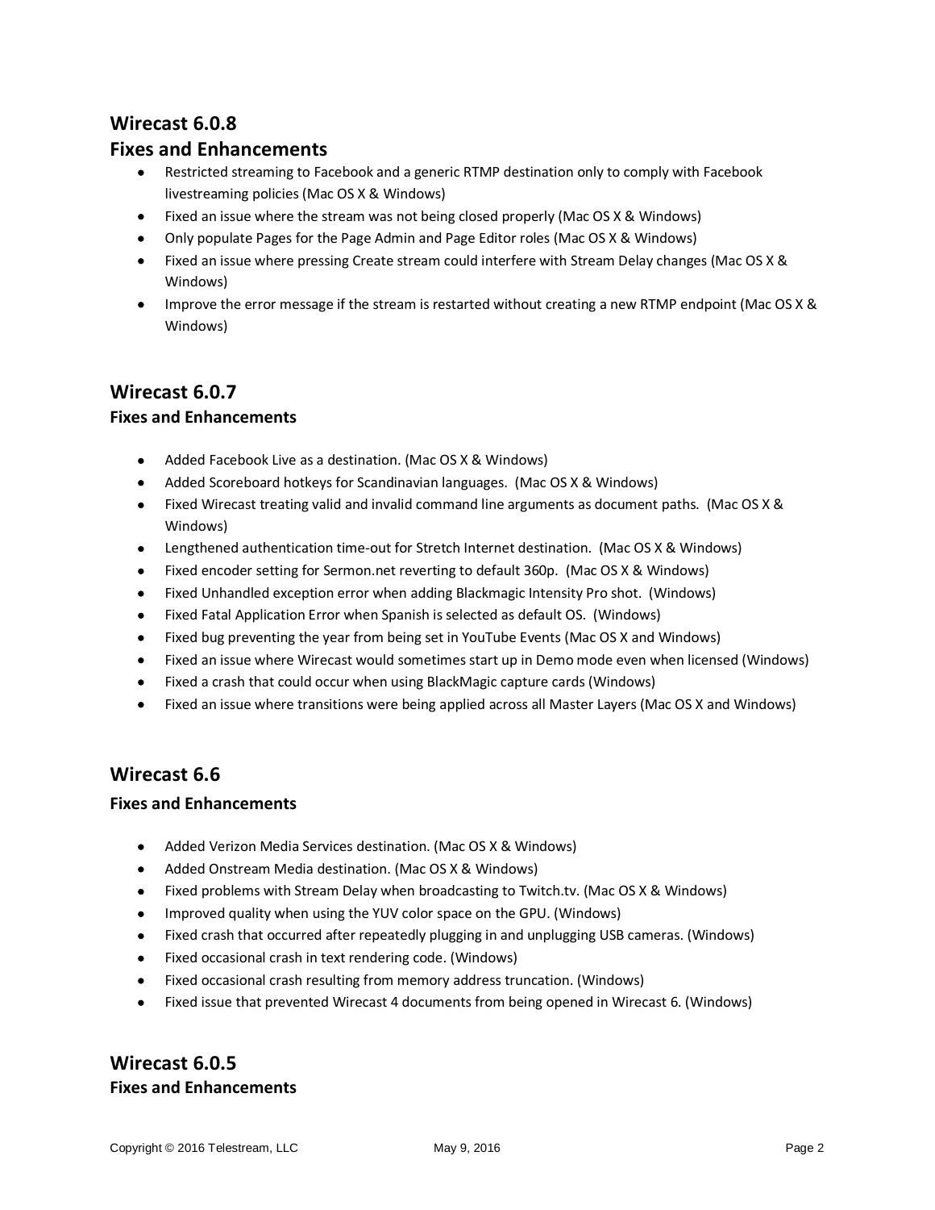## Wirecast 6.0.8

### Fixes and Enhancements

- Restricted streaming to Facebook and a generic RTMP destination only to comply with Facebook livestreaming policies (Mac OS X & Windows)
- Fixed an issue where the stream was not being closed properly (Mac OS X & Windows)
- Only populate Pages for the Page Admin and Page Editor roles (Mac OS X & Windows)
- Fixed an issue where pressing Create stream could interfere with Stream Delay changes (Mac OS X & Windows)
- Improve the error message if the stream is restarted without creating a new RTMP endpoint (Mac OS X & Windows)

## Wirecast 6.0.7

### Fixes and Enhancements

- Added Facebook Live as a destination. (Mac OS X & Windows)
- Added Scoreboard hotkeys for Scandinavian languages. (Mac OS X & Windows)
- Fixed Wirecast treating valid and invalid command line arguments as document paths. (Mac OS X & Windows)
- Lengthened authentication time-out for Stretch Internet destination. (Mac OS X & Windows)
- Fixed encoder setting for Sermon.net reverting to default 360p. (Mac OS X & Windows)
- Fixed Unhandled exception error when adding Blackmagic Intensity Pro shot. (Windows)
- Fixed Fatal Application Error when Spanish is selected as default OS. (Windows)
- Fixed bug preventing the year from being set in YouTube Events (Mac OS X and Windows)
- Fixed an issue where Wirecast would sometimes start up in Demo mode even when licensed (Windows)
- Fixed a crash that could occur when using BlackMagic capture cards (Windows)
- Fixed an issue where transitions were being applied across all Master Layers (Mac OS X and Windows)

## Wirecast 6.6

### Fixes and Enhancements

- Added Verizon Media Services destination. (Mac OS X & Windows)
- Added Onstream Media destination. (Mac OS X & Windows)
- Fixed problems with Stream Delay when broadcasting to Twitch.tv. (Mac OS X & Windows)
- Improved quality when using the YUV color space on the GPU. (Windows)
- Fixed crash that occurred after repeatedly plugging in and unplugging USB cameras. (Windows)
- Fixed occasional crash in text rendering code. (Windows)
- Fixed occasional crash resulting from memory address truncation. (Windows)
- Fixed issue that prevented Wirecast 4 documents from being opened in Wirecast 6. (Windows)

## Wirecast 6.0.5

### Fixes and Enhancements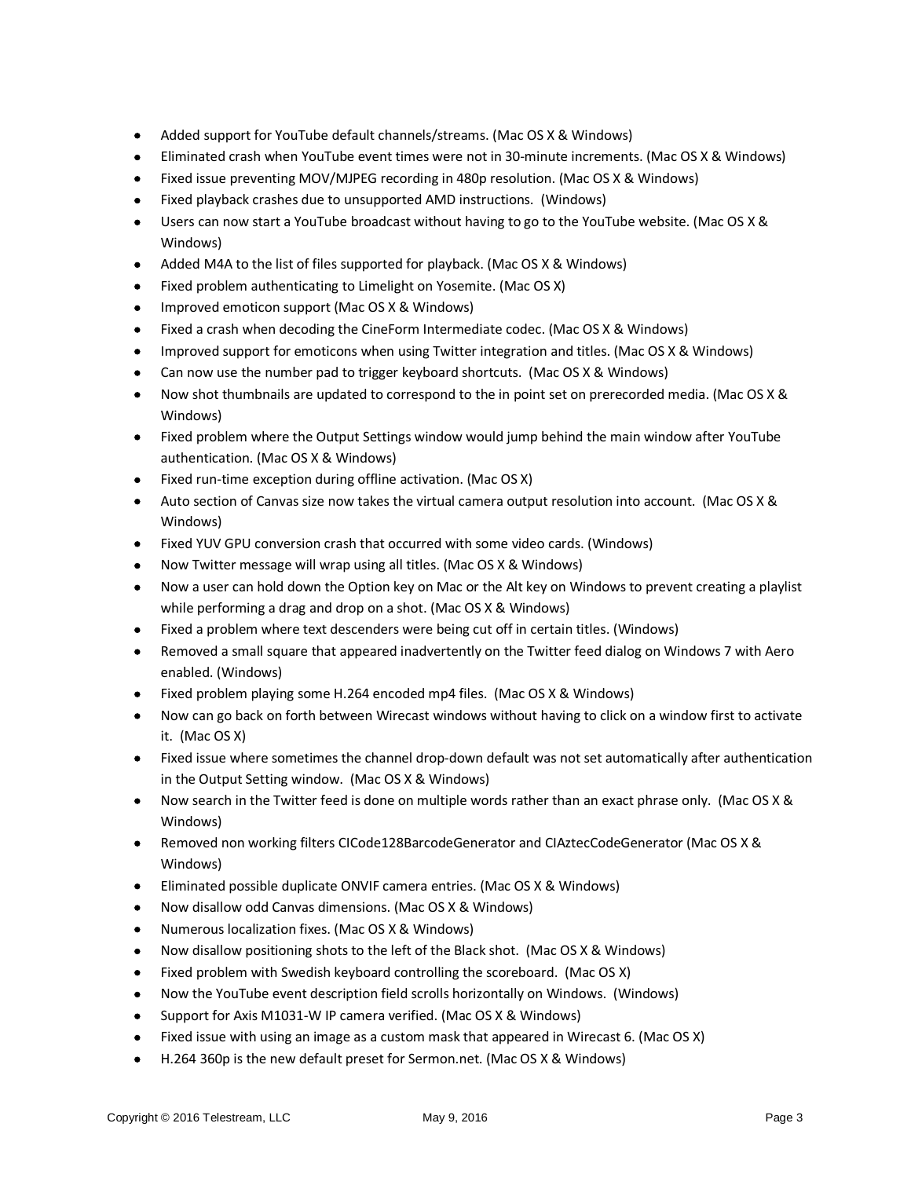- Added support for YouTube default channels/streams. (Mac OS X & Windows)
- Eliminated crash when YouTube event times were not in 30-minute increments. (Mac OS X & Windows)
- Fixed issue preventing MOV/MJPEG recording in 480p resolution. (Mac OS X & Windows)
- Fixed playback crashes due to unsupported AMD instructions. (Windows)
- Users can now start a YouTube broadcast without having to go to the YouTube website. (Mac OS X & Windows)
- Added M4A to the list of files supported for playback. (Mac OS X & Windows)
- Fixed problem authenticating to Limelight on Yosemite. (Mac OS X)
- Improved emoticon support (Mac OS X & Windows)
- Fixed a crash when decoding the CineForm Intermediate codec. (Mac OS X & Windows)
- Improved support for emoticons when using Twitter integration and titles. (Mac OS X & Windows)
- Can now use the number pad to trigger keyboard shortcuts. (Mac OS X & Windows)
- Now shot thumbnails are updated to correspond to the in point set on prerecorded media. (Mac OS X & Windows)
- Fixed problem where the Output Settings window would jump behind the main window after YouTube authentication. (Mac OS X & Windows)
- Fixed run-time exception during offline activation. (Mac OS X)
- Auto section of Canvas size now takes the virtual camera output resolution into account. (Mac OS X & Windows)
- Fixed YUV GPU conversion crash that occurred with some video cards. (Windows)
- Now Twitter message will wrap using all titles. (Mac OS X & Windows)
- Now a user can hold down the Option key on Mac or the Alt key on Windows to prevent creating a playlist while performing a drag and drop on a shot. (Mac OS X & Windows)
- Fixed a problem where text descenders were being cut off in certain titles. (Windows)
- Removed a small square that appeared inadvertently on the Twitter feed dialog on Windows 7 with Aero enabled. (Windows)
- Fixed problem playing some H.264 encoded mp4 files. (Mac OS X & Windows)
- Now can go back on forth between Wirecast windows without having to click on a window first to activate it. (Mac OS X)
- Fixed issue where sometimes the channel drop-down default was not set automatically after authentication in the Output Setting window. (Mac OS X & Windows)
- Now search in the Twitter feed is done on multiple words rather than an exact phrase only. (Mac OS X & Windows)
- Removed non working filters CICode128BarcodeGenerator and CIAztecCodeGenerator (Mac OS X & Windows)
- Eliminated possible duplicate ONVIF camera entries. (Mac OS X & Windows)
- Now disallow odd Canvas dimensions. (Mac OS X & Windows)
- Numerous localization fixes. (Mac OS X & Windows)
- Now disallow positioning shots to the left of the Black shot. (Mac OS X & Windows)
- Fixed problem with Swedish keyboard controlling the scoreboard. (Mac OS X)
- Now the YouTube event description field scrolls horizontally on Windows. (Windows)
- Support for Axis M1031-W IP camera verified. (Mac OS X & Windows)
- Fixed issue with using an image as a custom mask that appeared in Wirecast 6. (Mac OS X)
- H.264 360p is the new default preset for Sermon.net. (Mac OS X & Windows)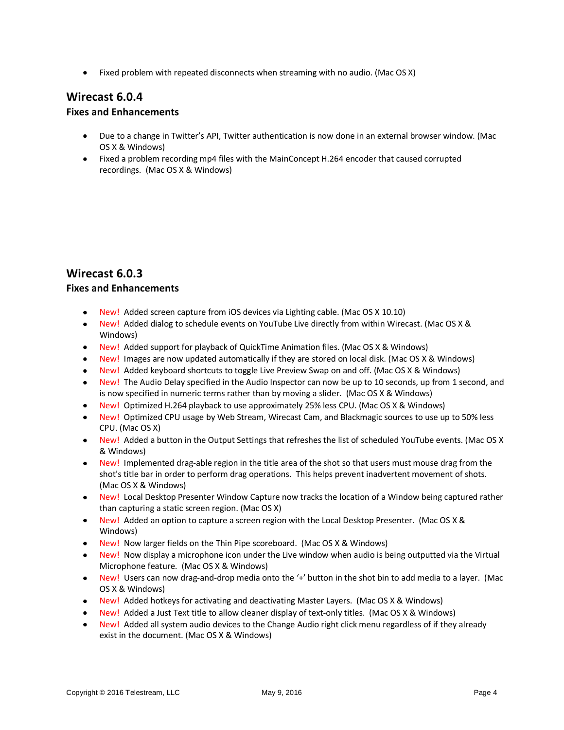- Fixed problem with repeated disconnects when streaming with no audio. (Mac OS X)

## Wirecast 6.0.4

### Fixes and Enhancements

- Due to a change in Twitter's API, Twitter authentication is now done in an external browser window. (Mac OS X & Windows)
- Fixed a problem recording mp4 files with the MainConcept H.264 encoder that caused corrupted recordings. (Mac OS X & Windows)

## Wirecast 6.0.3

### Fixes and Enhancements

- New! Added screen capture from iOS devices via Lighting cable. (Mac OS X 10.10)
- New! Added dialog to schedule events on YouTube Live directly from within Wirecast. (Mac OS X & Windows)
- New! Added support for playback of QuickTime Animation files. (Mac OS X & Windows)
- New! Images are now updated automatically if they are stored on local disk. (Mac OS X & Windows)
- New! Added keyboard shortcuts to toggle Live Preview Swap on and off. (Mac OS X & Windows)
- New! The Audio Delay specified in the Audio Inspector can now be up to 10 seconds, up from 1 second, and is now specified in numeric terms rather than by moving a slider. (Mac OS X & Windows)
- New! Optimized H.264 playback to use approximately 25% less CPU. (Mac OS X & Windows)
- New! Optimized CPU usage by Web Stream, Wirecast Cam, and Blackmagic sources to use up to 50% less CPU. (Mac OS X)
- New! Added a button in the Output Settings that refreshes the list of scheduled YouTube events. (Mac OS X & Windows)
- New! Implemented drag-able region in the title area of the shot so that users must mouse drag from the shot's title bar in order to perform drag operations. This helps prevent inadvertent movement of shots. (Mac OS X & Windows)
- New! Local Desktop Presenter Window Capture now tracks the location of a Window being captured rather than capturing a static screen region. (Mac OS X)
- New! Added an option to capture a screen region with the Local Desktop Presenter. (Mac OS X & Windows)
- New! Now larger fields on the Thin Pipe scoreboard. (Mac OS X & Windows)
- New! Now display a microphone icon under the Live window when audio is being outputted via the Virtual Microphone feature. (Mac OS X & Windows)
- New! Users can now drag-and-drop media onto the '+' button in the shot bin to add media to a layer. (Mac OS X & Windows)
- New! Added hotkeys for activating and deactivating Master Layers. (Mac OS X & Windows)
- New! Added a Just Text title to allow cleaner display of text-only titles. (Mac OS X & Windows)
- New! Added all system audio devices to the Change Audio right click menu regardless of if they already exist in the document. (Mac OS X & Windows)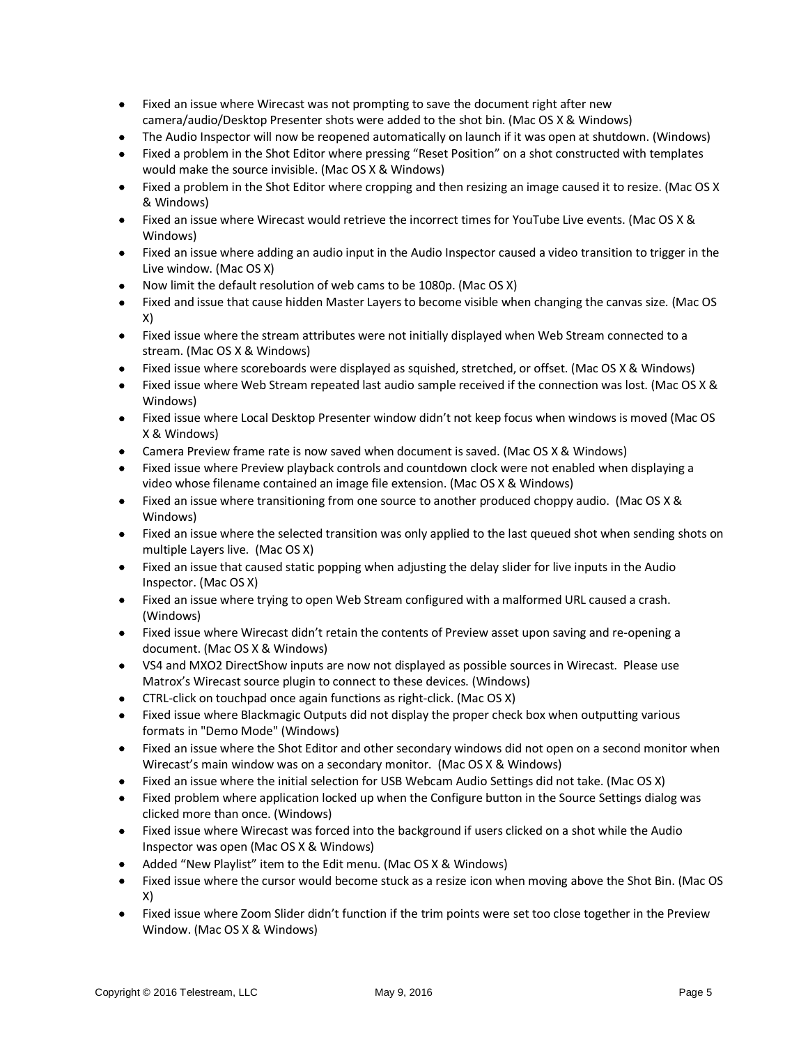- Fixed an issue where Wirecast was not prompting to save the document right after new camera/audio/Desktop Presenter shots were added to the shot bin. (Mac OS X & Windows)
- The Audio Inspector will now be reopened automatically on launch if it was open at shutdown. (Windows)
- Fixed a problem in the Shot Editor where pressing "Reset Position" on a shot constructed with templates would make the source invisible. (Mac OS X & Windows)
- Fixed a problem in the Shot Editor where cropping and then resizing an image caused it to resize. (Mac OS X & Windows)
- Fixed an issue where Wirecast would retrieve the incorrect times for YouTube Live events. (Mac OS X & Windows)
- Fixed an issue where adding an audio input in the Audio Inspector caused a video transition to trigger in the Live window. (Mac OS X)
- Now limit the default resolution of web cams to be 1080p. (Mac OS X)
- Fixed and issue that cause hidden Master Layers to become visible when changing the canvas size. (Mac OS X)
- Fixed issue where the stream attributes were not initially displayed when Web Stream connected to a stream. (Mac OS X & Windows)
- Fixed issue where scoreboards were displayed as squished, stretched, or offset. (Mac OS X & Windows)
- Fixed issue where Web Stream repeated last audio sample received if the connection was lost. (Mac OS X & Windows)
- Fixed issue where Local Desktop Presenter window didn't not keep focus when windows is moved (Mac OS X & Windows)
- Camera Preview frame rate is now saved when document is saved. (Mac OS X & Windows)
- Fixed issue where Preview playback controls and countdown clock were not enabled when displaying a video whose filename contained an image file extension. (Mac OS X & Windows)
- Fixed an issue where transitioning from one source to another produced choppy audio. (Mac OS X & Windows)
- Fixed an issue where the selected transition was only applied to the last queued shot when sending shots on multiple Layers live. (Mac OS X)
- Fixed an issue that caused static popping when adjusting the delay slider for live inputs in the Audio Inspector. (Mac OS X)
- Fixed an issue where trying to open Web Stream configured with a malformed URL caused a crash. (Windows)
- Fixed issue where Wirecast didn't retain the contents of Preview asset upon saving and re-opening a document. (Mac OS X & Windows)
- VS4 and MXO2 DirectShow inputs are now not displayed as possible sources in Wirecast. Please use Matrox's Wirecast source plugin to connect to these devices. (Windows)
- CTRL-click on touchpad once again functions as right-click. (Mac OS X)
- Fixed issue where Blackmagic Outputs did not display the proper check box when outputting various formats in "Demo Mode" (Windows)
- Fixed an issue where the Shot Editor and other secondary windows did not open on a second monitor when Wirecast's main window was on a secondary monitor. (Mac OS X & Windows)
- Fixed an issue where the initial selection for USB Webcam Audio Settings did not take. (Mac OS X)
- Fixed problem where application locked up when the Configure button in the Source Settings dialog was clicked more than once. (Windows)
- Fixed issue where Wirecast was forced into the background if users clicked on a shot while the Audio Inspector was open (Mac OS X & Windows)
- Added "New Playlist" item to the Edit menu. (Mac OS X & Windows)
- Fixed issue where the cursor would become stuck as a resize icon when moving above the Shot Bin. (Mac OS X)
- Fixed issue where Zoom Slider didn't function if the trim points were set too close together in the Preview Window. (Mac OS X & Windows)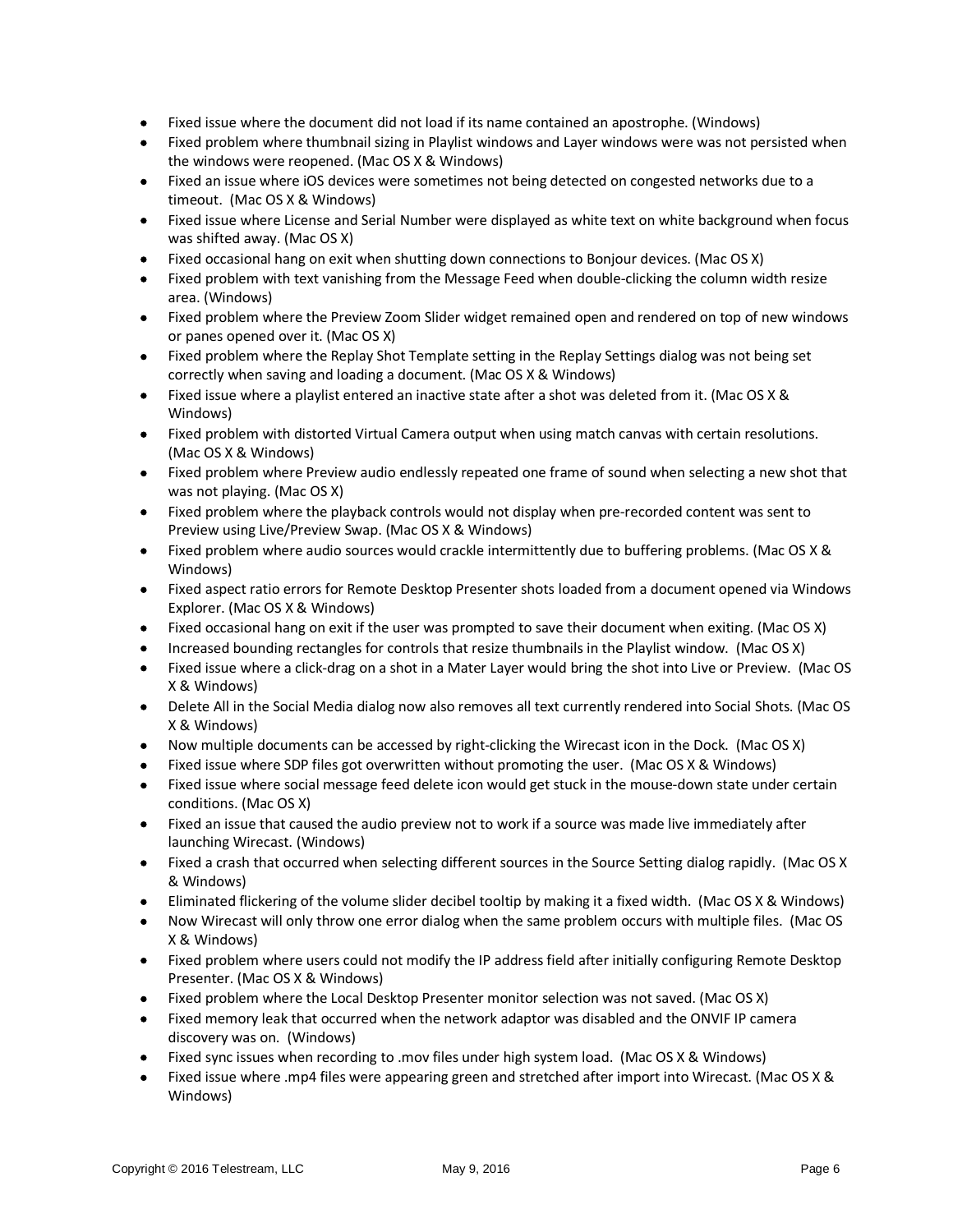- Fixed issue where the document did not load if its name contained an apostrophe. (Windows)
- Fixed problem where thumbnail sizing in Playlist windows and Layer windows were was not persisted when the windows were reopened. (Mac OS X & Windows)
- Fixed an issue where iOS devices were sometimes not being detected on congested networks due to a timeout. (Mac OS X & Windows)
- Fixed issue where License and Serial Number were displayed as white text on white background when focus was shifted away. (Mac OS X)
- Fixed occasional hang on exit when shutting down connections to Bonjour devices. (Mac OS X)
- Fixed problem with text vanishing from the Message Feed when double-clicking the column width resize area. (Windows)
- Fixed problem where the Preview Zoom Slider widget remained open and rendered on top of new windows or panes opened over it. (Mac OS X)
- Fixed problem where the Replay Shot Template setting in the Replay Settings dialog was not being set correctly when saving and loading a document. (Mac OS X & Windows)
- Fixed issue where a playlist entered an inactive state after a shot was deleted from it. (Mac OS X & Windows)
- Fixed problem with distorted Virtual Camera output when using match canvas with certain resolutions. (Mac OS X & Windows)
- Fixed problem where Preview audio endlessly repeated one frame of sound when selecting a new shot that was not playing. (Mac OS X)
- Fixed problem where the playback controls would not display when pre-recorded content was sent to Preview using Live/Preview Swap. (Mac OS X & Windows)
- Fixed problem where audio sources would crackle intermittently due to buffering problems. (Mac OS X & Windows)
- Fixed aspect ratio errors for Remote Desktop Presenter shots loaded from a document opened via Windows Explorer. (Mac OS X & Windows)
- Fixed occasional hang on exit if the user was prompted to save their document when exiting. (Mac OS X)
- Increased bounding rectangles for controls that resize thumbnails in the Playlist window. (Mac OS X)
- Fixed issue where a click-drag on a shot in a Mater Layer would bring the shot into Live or Preview. (Mac OS X & Windows)
- Delete All in the Social Media dialog now also removes all text currently rendered into Social Shots. (Mac OS X & Windows)
- Now multiple documents can be accessed by right-clicking the Wirecast icon in the Dock. (Mac OS X)
- Fixed issue where SDP files got overwritten without promoting the user. (Mac OS X & Windows)
- Fixed issue where social message feed delete icon would get stuck in the mouse-down state under certain conditions. (Mac OS X)
- Fixed an issue that caused the audio preview not to work if a source was made live immediately after launching Wirecast. (Windows)
- Fixed a crash that occurred when selecting different sources in the Source Setting dialog rapidly. (Mac OS X & Windows)
- Eliminated flickering of the volume slider decibel tooltip by making it a fixed width. (Mac OS X & Windows)
- Now Wirecast will only throw one error dialog when the same problem occurs with multiple files. (Mac OS X & Windows)
- Fixed problem where users could not modify the IP address field after initially configuring Remote Desktop Presenter. (Mac OS X & Windows)
- Fixed problem where the Local Desktop Presenter monitor selection was not saved. (Mac OS X)
- Fixed memory leak that occurred when the network adaptor was disabled and the ONVIF IP camera discovery was on. (Windows)
- Fixed sync issues when recording to .mov files under high system load. (Mac OS X & Windows)
- Fixed issue where .mp4 files were appearing green and stretched after import into Wirecast. (Mac OS X & Windows)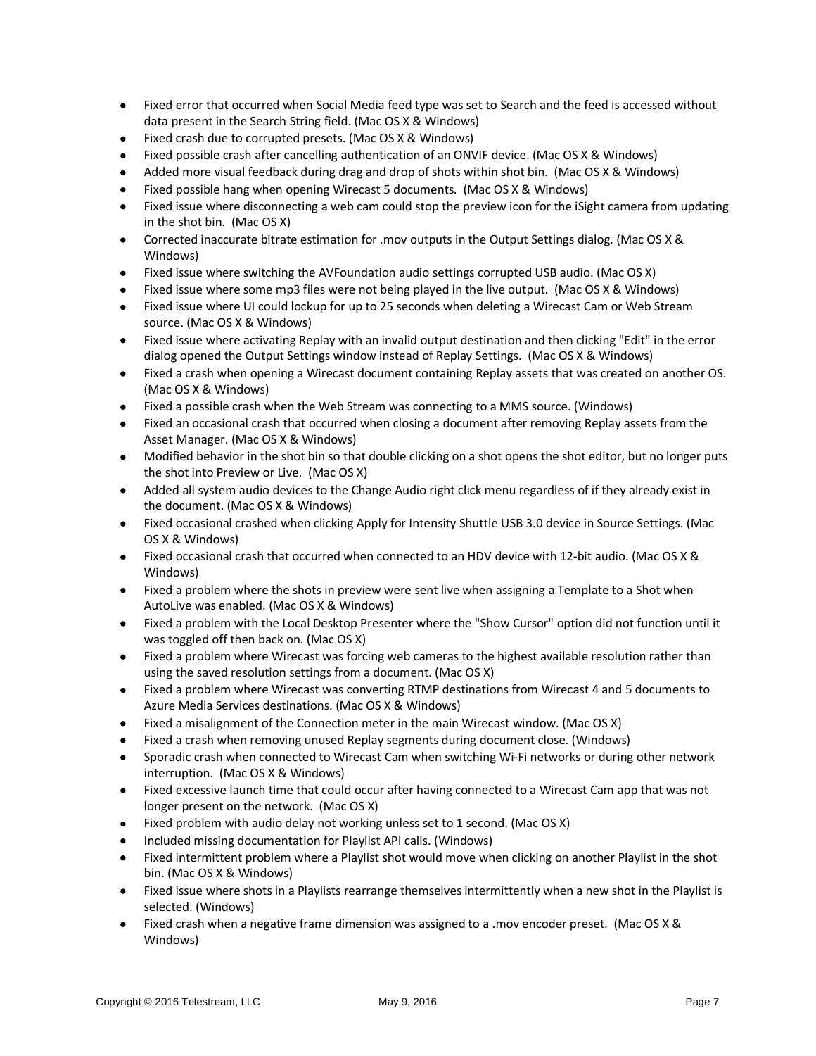- Fixed error that occurred when Social Media feed type was set to Search and the feed is accessed without data present in the Search String field. (Mac OS X & Windows)
- Fixed crash due to corrupted presets. (Mac OS X & Windows)
- Fixed possible crash after cancelling authentication of an ONVIF device. (Mac OS X & Windows)
- Added more visual feedback during drag and drop of shots within shot bin. (Mac OS X & Windows)
- Fixed possible hang when opening Wirecast 5 documents. (Mac OS X & Windows)
- Fixed issue where disconnecting a web cam could stop the preview icon for the iSight camera from updating in the shot bin. (Mac OS X)
- Corrected inaccurate bitrate estimation for .mov outputs in the Output Settings dialog. (Mac OS X & Windows)
- Fixed issue where switching the AVFoundation audio settings corrupted USB audio. (Mac OS X)
- Fixed issue where some mp3 files were not being played in the live output. (Mac OS X & Windows)
- Fixed issue where UI could lockup for up to 25 seconds when deleting a Wirecast Cam or Web Stream source. (Mac OS X & Windows)
- Fixed issue where activating Replay with an invalid output destination and then clicking "Edit" in the error dialog opened the Output Settings window instead of Replay Settings. (Mac OS X & Windows)
- Fixed a crash when opening a Wirecast document containing Replay assets that was created on another OS. (Mac OS X & Windows)
- Fixed a possible crash when the Web Stream was connecting to a MMS source. (Windows)
- Fixed an occasional crash that occurred when closing a document after removing Replay assets from the Asset Manager. (Mac OS X & Windows)
- Modified behavior in the shot bin so that double clicking on a shot opens the shot editor, but no longer puts the shot into Preview or Live. (Mac OS X)
- Added all system audio devices to the Change Audio right click menu regardless of if they already exist in the document. (Mac OS X & Windows)
- Fixed occasional crashed when clicking Apply for Intensity Shuttle USB 3.0 device in Source Settings. (Mac OS X & Windows)
- Fixed occasional crash that occurred when connected to an HDV device with 12-bit audio. (Mac OS X & Windows)
- Fixed a problem where the shots in preview were sent live when assigning a Template to a Shot when AutoLive was enabled. (Mac OS X & Windows)
- Fixed a problem with the Local Desktop Presenter where the "Show Cursor" option did not function until it was toggled off then back on. (Mac OS X)
- Fixed a problem where Wirecast was forcing web cameras to the highest available resolution rather than using the saved resolution settings from a document. (Mac OS X)
- Fixed a problem where Wirecast was converting RTMP destinations from Wirecast 4 and 5 documents to Azure Media Services destinations. (Mac OS X & Windows)
- Fixed a misalignment of the Connection meter in the main Wirecast window. (Mac OS X)
- Fixed a crash when removing unused Replay segments during document close. (Windows)
- Sporadic crash when connected to Wirecast Cam when switching Wi-Fi networks or during other network interruption. (Mac OS X & Windows)
- Fixed excessive launch time that could occur after having connected to a Wirecast Cam app that was not longer present on the network. (Mac OS X)
- Fixed problem with audio delay not working unless set to 1 second. (Mac OS X)
- Included missing documentation for Playlist API calls. (Windows)
- Fixed intermittent problem where a Playlist shot would move when clicking on another Playlist in the shot bin. (Mac OS X & Windows)
- Fixed issue where shots in a Playlists rearrange themselves intermittently when a new shot in the Playlist is selected. (Windows)
- Fixed crash when a negative frame dimension was assigned to a .mov encoder preset. (Mac OS X & Windows)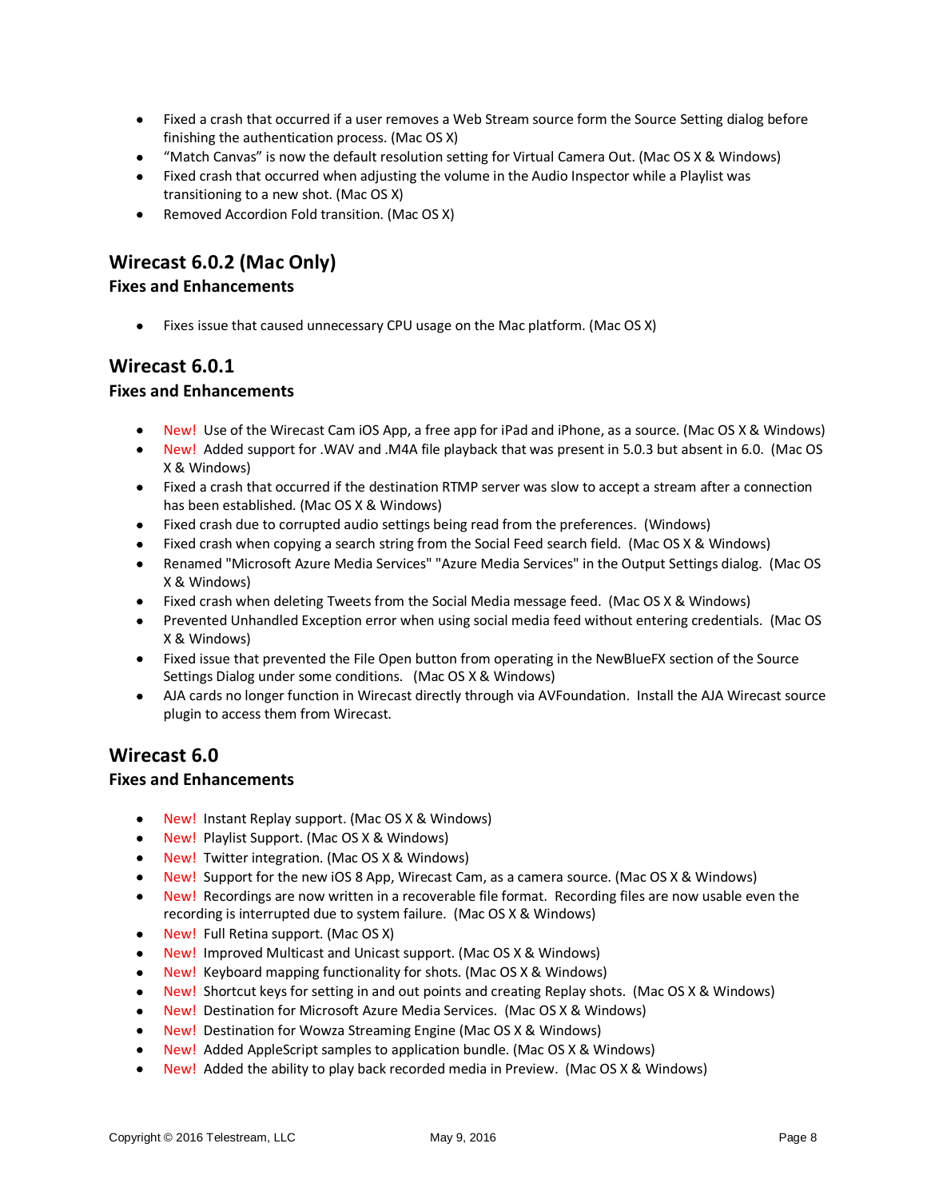- Fixed a crash that occurred if a user removes a Web Stream source form the Source Setting dialog before finishing the authentication process. (Mac OS X)
- "Match Canvas" is now the default resolution setting for Virtual Camera Out. (Mac OS X & Windows)
- Fixed crash that occurred when adjusting the volume in the Audio Inspector while a Playlist was transitioning to a new shot. (Mac OS X)
- Removed Accordion Fold transition. (Mac OS X)

## Wirecast 6.0.2 (Mac Only)

### Fixes and Enhancements

- Fixes issue that caused unnecessary CPU usage on the Mac platform. (Mac OS X)

## Wirecast 6.0.1

### Fixes and Enhancements

- New! Use of the Wirecast Cam iOS App, a free app for iPad and iPhone, as a source. (Mac OS X & Windows)
- New! Added support for .WAV and .M4A file playback that was present in 5.0.3 but absent in 6.0. (Mac OS X & Windows)
- Fixed a crash that occurred if the destination RTMP server was slow to accept a stream after a connection has been established. (Mac OS X & Windows)
- Fixed crash due to corrupted audio settings being read from the preferences. (Windows)
- Fixed crash when copying a search string from the Social Feed search field. (Mac OS X & Windows)
- Renamed "Microsoft Azure Media Services" "Azure Media Services" in the Output Settings dialog. (Mac OS X & Windows)
- Fixed crash when deleting Tweets from the Social Media message feed. (Mac OS X & Windows)
- Prevented Unhandled Exception error when using social media feed without entering credentials. (Mac OS X & Windows)
- Fixed issue that prevented the File Open button from operating in the NewBlueFX section of the Source Settings Dialog under some conditions. (Mac OS X & Windows)
- AJA cards no longer function in Wirecast directly through via AVFoundation. Install the AJA Wirecast source plugin to access them from Wirecast.

## Wirecast 6.0

### Fixes and Enhancements

- New! Instant Replay support. (Mac OS X & Windows)
- New! Playlist Support. (Mac OS X & Windows)
- New! Twitter integration. (Mac OS X & Windows)
- New! Support for the new iOS 8 App, Wirecast Cam, as a camera source. (Mac OS X & Windows)
- New! Recordings are now written in a recoverable file format. Recording files are now usable even the recording is interrupted due to system failure. (Mac OS X & Windows)
- New! Full Retina support. (Mac OS X)
- New! Improved Multicast and Unicast support. (Mac OS X & Windows)
- New! Keyboard mapping functionality for shots. (Mac OS X & Windows)
- New! Shortcut keys for setting in and out points and creating Replay shots. (Mac OS X & Windows)
- New! Destination for Microsoft Azure Media Services. (Mac OS X & Windows)
- New! Destination for Wowza Streaming Engine (Mac OS X & Windows)
- New! Added AppleScript samples to application bundle. (Mac OS X & Windows)
- New! Added the ability to play back recorded media in Preview. (Mac OS X & Windows)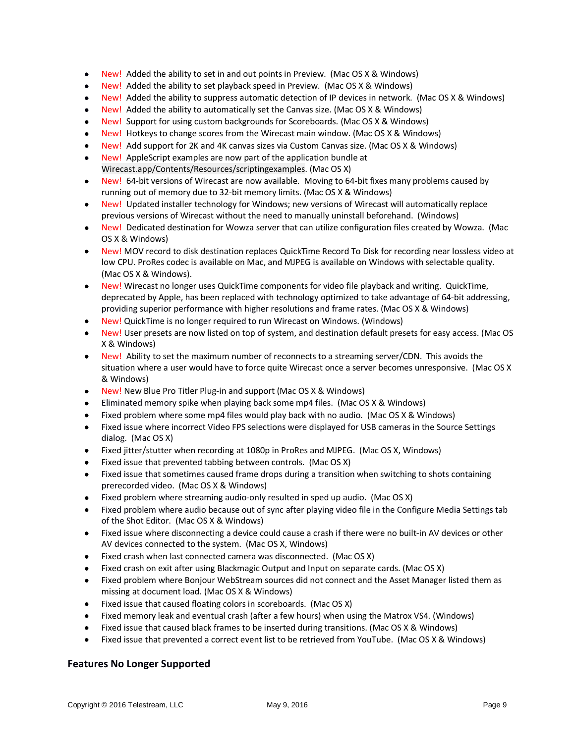- New! Added the ability to set in and out points in Preview. (Mac OS X & Windows)
- New! Added the ability to set playback speed in Preview. (Mac OS X & Windows)
- New! Added the ability to suppress automatic detection of IP devices in network. (Mac OS X & Windows)
- New! Added the ability to automatically set the Canvas size. (Mac OS X & Windows)
- New! Support for using custom backgrounds for Scoreboards. (Mac OS X & Windows)
- New! Hotkeys to change scores from the Wirecast main window. (Mac OS X & Windows)
- New! Add support for 2K and 4K canvas sizes via Custom Canvas size. (Mac OS X & Windows)
- New! AppleScript examples are now part of the application bundle at Wirecast.app/Contents/Resources/scriptingexamples. (Mac OS X)
- New! 64-bit versions of Wirecast are now available. Moving to 64-bit fixes many problems caused by running out of memory due to 32-bit memory limits. (Mac OS X & Windows)
- New! Updated installer technology for Windows; new versions of Wirecast will automatically replace previous versions of Wirecast without the need to manually uninstall beforehand. (Windows)
- New! Dedicated destination for Wowza server that can utilize configuration files created by Wowza. (Mac OS X & Windows)
- New! MOV record to disk destination replaces QuickTime Record To Disk for recording near lossless video at low CPU. ProRes codec is available on Mac, and MJPEG is available on Windows with selectable quality. (Mac OS X & Windows).
- New! Wirecast no longer uses QuickTime components for video file playback and writing. QuickTime, deprecated by Apple, has been replaced with technology optimized to take advantage of 64-bit addressing, providing superior performance with higher resolutions and frame rates. (Mac OS X & Windows)
- New! QuickTime is no longer required to run Wirecast on Windows. (Windows)
- New! User presets are now listed on top of system, and destination default presets for easy access. (Mac OS X & Windows)
- New! Ability to set the maximum number of reconnects to a streaming server/CDN. This avoids the situation where a user would have to force quite Wirecast once a server becomes unresponsive. (Mac OS X & Windows)
- New! New Blue Pro Titler Plug-in and support (Mac OS X & Windows)
- Eliminated memory spike when playing back some mp4 files. (Mac OS X & Windows)
- Fixed problem where some mp4 files would play back with no audio. (Mac OS X & Windows)
- Fixed issue where incorrect Video FPS selections were displayed for USB cameras in the Source Settings dialog. (Mac OS X)
- Fixed jitter/stutter when recording at 1080p in ProRes and MJPEG. (Mac OS X, Windows)
- Fixed issue that prevented tabbing between controls. (Mac OS X)
- Fixed issue that sometimes caused frame drops during a transition when switching to shots containing prerecorded video. (Mac OS X & Windows)
- Fixed problem where streaming audio-only resulted in sped up audio. (Mac OS X)
- Fixed problem where audio because out of sync after playing video file in the Configure Media Settings tab of the Shot Editor. (Mac OS X & Windows)
- Fixed issue where disconnecting a device could cause a crash if there were no built-in AV devices or other AV devices connected to the system. (Mac OS X, Windows)
- Fixed crash when last connected camera was disconnected. (Mac OS X)
- Fixed crash on exit after using Blackmagic Output and Input on separate cards. (Mac OS X)
- Fixed problem where Bonjour WebStream sources did not connect and the Asset Manager listed them as missing at document load. (Mac OS X & Windows)
- Fixed issue that caused floating colors in scoreboards. (Mac OS X)
- Fixed memory leak and eventual crash (after a few hours) when using the Matrox VS4. (Windows)
- Fixed issue that caused black frames to be inserted during transitions. (Mac OS X & Windows)
- Fixed issue that prevented a correct event list to be retrieved from YouTube. (Mac OS X & Windows)

### Features No Longer Supported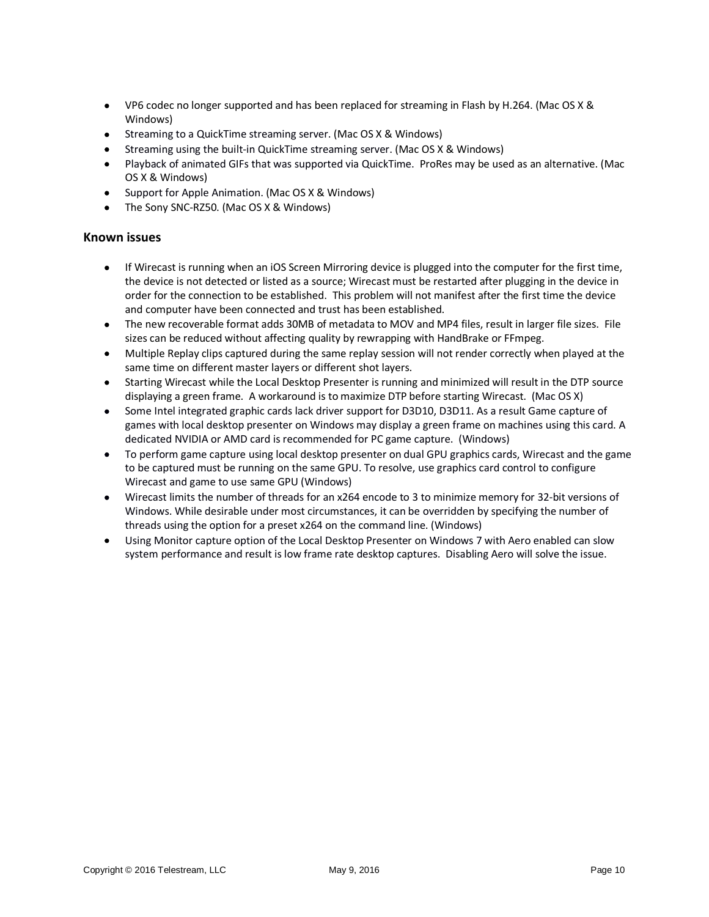- VP6 codec no longer supported and has been replaced for streaming in Flash by H.264. (Mac OS X & Windows)
- Streaming to a QuickTime streaming server. (Mac OS X & Windows)
- Streaming using the built-in QuickTime streaming server. (Mac OS X & Windows)
- Playback of animated GIFs that was supported via QuickTime. ProRes may be used as an alternative. (Mac OS X & Windows)
- Support for Apple Animation. (Mac OS X & Windows)
- The Sony SNC-RZ50. (Mac OS X & Windows)

### Known issues

- If Wirecast is running when an iOS Screen Mirroring device is plugged into the computer for the first time, the device is not detected or listed as a source; Wirecast must be restarted after plugging in the device in order for the connection to be established. This problem will not manifest after the first time the device and computer have been connected and trust has been established.
- The new recoverable format adds 30MB of metadata to MOV and MP4 files, result in larger file sizes. File sizes can be reduced without affecting quality by rewrapping with HandBrake or FFmpeg.
- Multiple Replay clips captured during the same replay session will not render correctly when played at the same time on different master layers or different shot layers.
- Starting Wirecast while the Local Desktop Presenter is running and minimized will result in the DTP source displaying a green frame. A workaround is to maximize DTP before starting Wirecast. (Mac OS X)
- Some Intel integrated graphic cards lack driver support for D3D10, D3D11. As a result Game capture of games with local desktop presenter on Windows may display a green frame on machines using this card. A dedicated NVIDIA or AMD card is recommended for PC game capture. (Windows)
- To perform game capture using local desktop presenter on dual GPU graphics cards, Wirecast and the game to be captured must be running on the same GPU. To resolve, use graphics card control to configure Wirecast and game to use same GPU (Windows)
- Wirecast limits the number of threads for an x264 encode to 3 to minimize memory for 32-bit versions of Windows. While desirable under most circumstances, it can be overridden by specifying the number of threads using the option for a preset x264 on the command line. (Windows)
- Using Monitor capture option of the Local Desktop Presenter on Windows 7 with Aero enabled can slow system performance and result is low frame rate desktop captures. Disabling Aero will solve the issue.